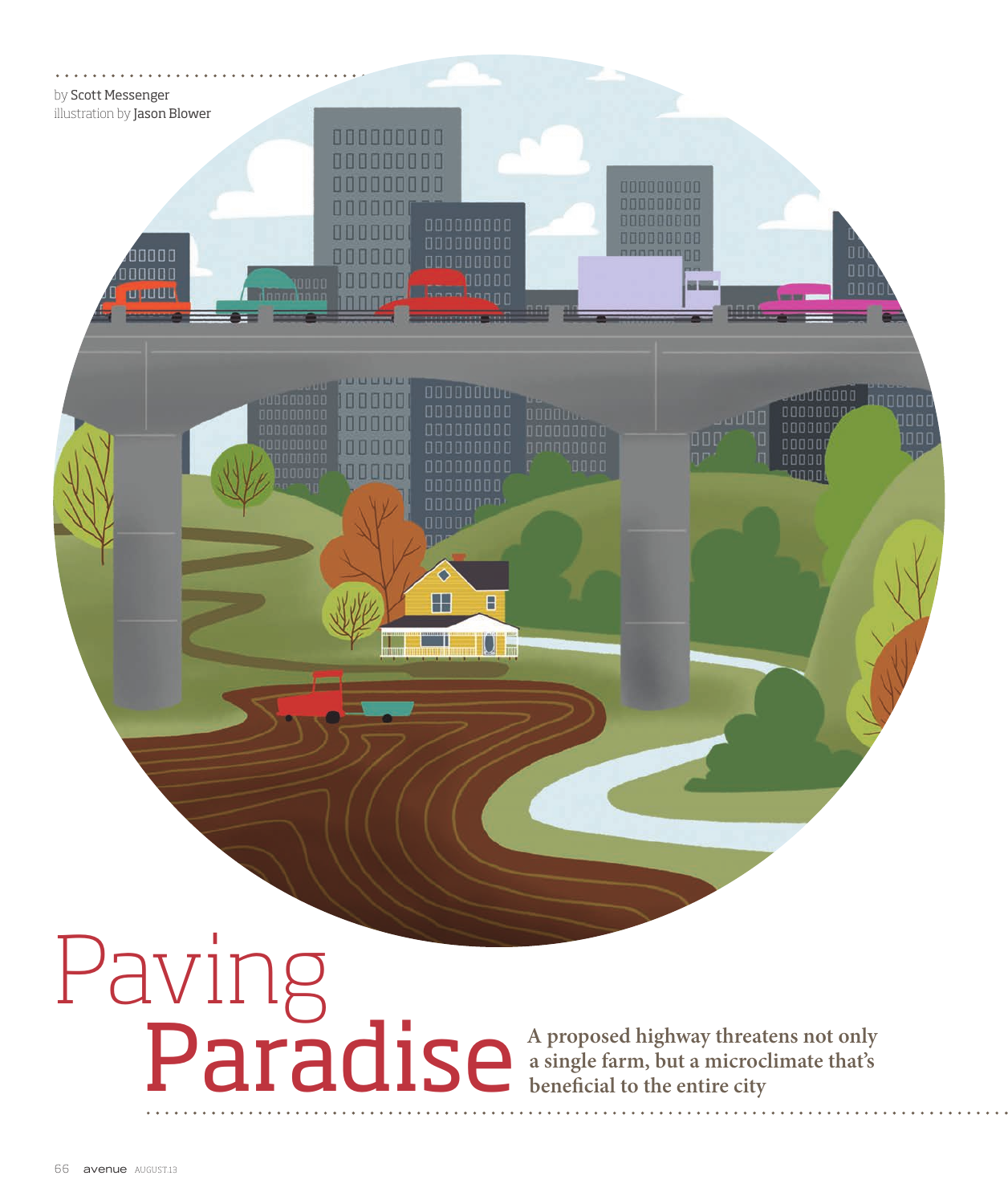by Scott Messenger
illustration by Jason Blower

# Paving Paradise

**A proposed highway threatens not only a single farm, but a microclimate that's beneficial to the entire city**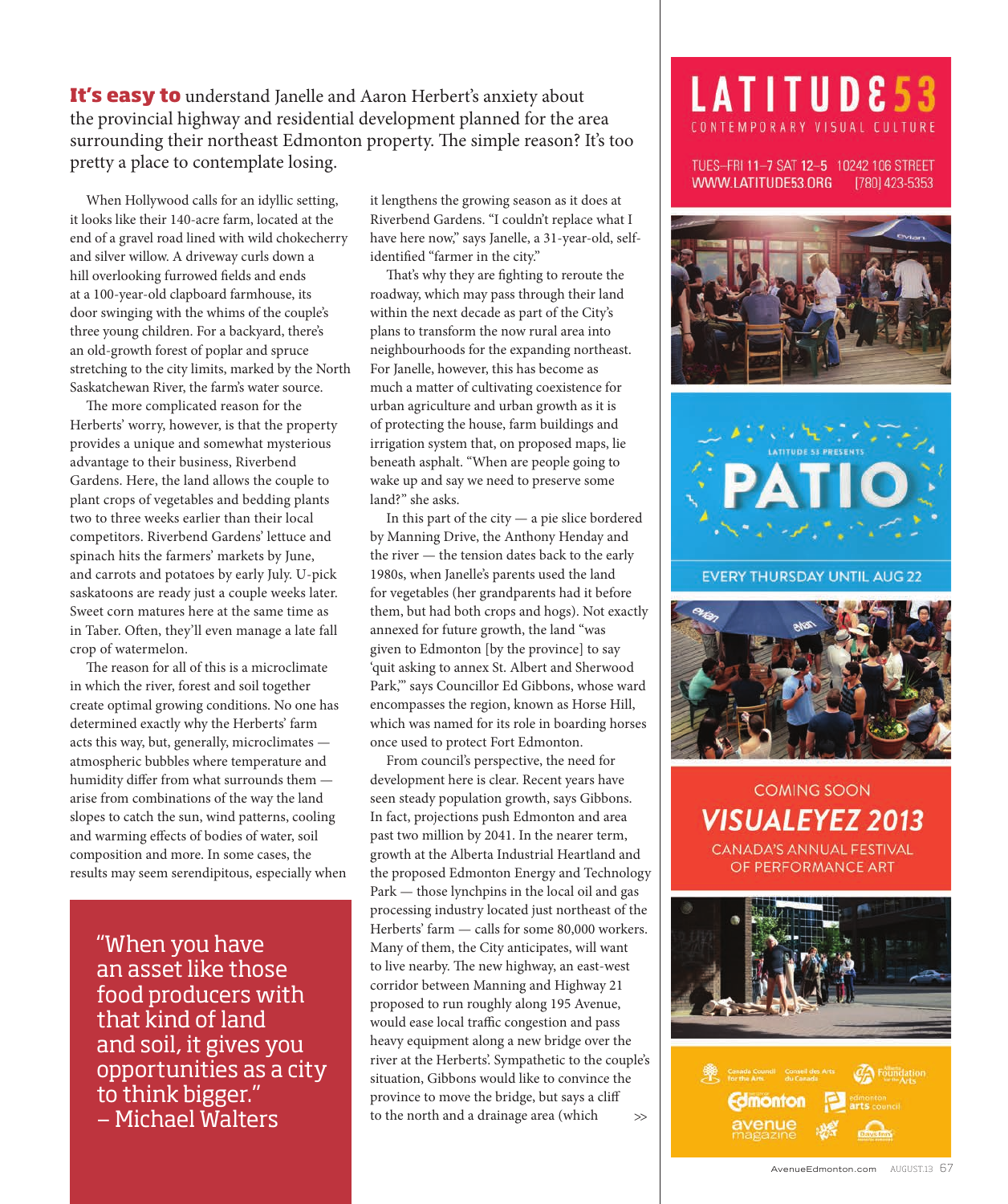**It's easy to** understand Janelle and Aaron Herbert's anxiety about the provincial highway and residential development planned for the area surrounding their northeast Edmonton property. The simple reason? It's too pretty a place to contemplate losing.

When Hollywood calls for an idyllic setting, it looks like their 140-acre farm, located at the end of a gravel road lined with wild chokecherry and silver willow. A driveway curls down a hill overlooking furrowed fields and ends at a 100-year-old clapboard farmhouse, its door swinging with the whims of the couple's three young children. For a backyard, there's an old-growth forest of poplar and spruce stretching to the city limits, marked by the North Saskatchewan River, the farm's water source.

The more complicated reason for the Herberts' worry, however, is that the property provides a unique and somewhat mysterious advantage to their business, Riverbend Gardens. Here, the land allows the couple to plant crops of vegetables and bedding plants two to three weeks earlier than their local competitors. Riverbend Gardens' lettuce and spinach hits the farmers' markets by June, and carrots and potatoes by early July. U-pick saskatoons are ready just a couple weeks later. Sweet corn matures here at the same time as in Taber. Often, they'll even manage a late fall crop of watermelon.

The reason for all of this is a microclimate in which the river, forest and soil together create optimal growing conditions. No one has determined exactly why the Herberts' farm acts this way, but, generally, microclimates — atmospheric bubbles where temperature and humidity differ from what surrounds them — arise from combinations of the way the land slopes to catch the sun, wind patterns, cooling and warming effects of bodies of water, soil composition and more. In some cases, the results may seem serendipitous, especially when it lengthens the growing season as it does at Riverbend Gardens. "I couldn't replace what I have here now," says Janelle, a 31-year-old, self-identified "farmer in the city."

> "When you have an asset like those food producers with that kind of land and soil, it gives you opportunities as a city to think bigger."
> – Michael Walters

That's why they are fighting to reroute the roadway, which may pass through their land within the next decade as part of the City's plans to transform the now rural area into neighbourhoods for the expanding northeast. For Janelle, however, this has become as much a matter of cultivating coexistence for urban agriculture and urban growth as it is of protecting the house, farm buildings and irrigation system that, on proposed maps, lie beneath asphalt. "When are people going to wake up and say we need to preserve some land?" she asks.

In this part of the city — a pie slice bordered by Manning Drive, the Anthony Henday and the river — the tension dates back to the early 1980s, when Janelle's parents used the land for vegetables (her grandparents had it before them, but had both crops and hogs). Not exactly annexed for future growth, the land "was given to Edmonton [by the province] to say 'quit asking to annex St. Albert and Sherwood Park,'" says Councillor Ed Gibbons, whose ward encompasses the region, known as Horse Hill, which was named for its role in boarding horses once used to protect Fort Edmonton.

From council's perspective, the need for development here is clear. Recent years have seen steady population growth, says Gibbons. In fact, projections push Edmonton and area past two million by 2041. In the nearer term, growth at the Alberta Industrial Heartland and the proposed Edmonton Energy and Technology Park — those lynchpins in the local oil and gas processing industry located just northeast of the Herberts' farm — calls for some 80,000 workers. Many of them, the City anticipates, will want to live nearby. The new highway, an east-west corridor between Manning and Highway 21 proposed to run roughly along 195 Avenue, would ease local traffic congestion and pass heavy equipment along a new bridge over the river at the Herberts'. Sympathetic to the couple's situation, Gibbons would like to convince the province to move the bridge, but says a cliff to the north and a drainage area (which >>

**LATITUDE 53**
CONTEMPORARY VISUAL CULTURE

TUES–FRI 11–7 SAT 12–5 10242 106 STREET
WWW.LATITUDE53.ORG [780] 423-5353

LATITUDE 53 PRESENTS
**PATIO**
EVERY THURSDAY UNTIL AUG 22

COMING SOON
**VISUALEYEZ 2013**
CANADA'S ANNUAL FESTIVAL OF PERFORMANCE ART

Canada Council for the Arts · Conseil des Arts du Canada · Alberta Foundation for the Arts · City of Edmonton · Edmonton Arts Council · Avenue magazine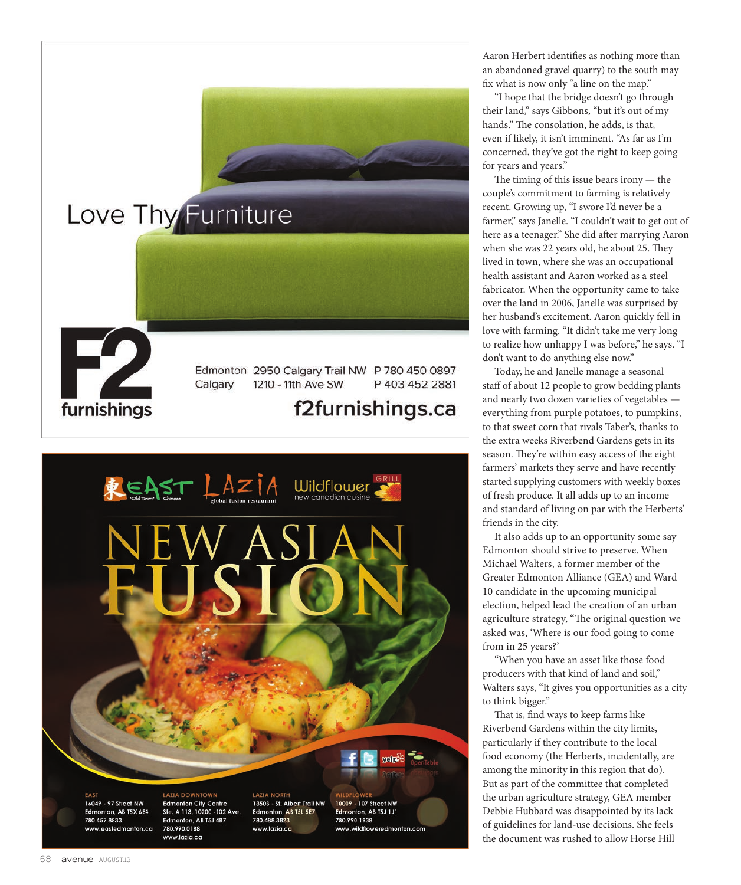Love Thy Furniture

F2 furnishings

Edmonton 2950 Calgary Trail NW P 780 450 0897
Calgary 1210 - 11th Ave SW P 403 452 2881

f2furnishings.ca

EAST "Old Town" Chinese | LAZIA global fusion restaurant | Wildflower GRILL new canadian cuisine

NEW ASIAN FUSION

EAST
16049 - 97 Street NW
Edmonton, AB T5X 6E4
780.457.8833
www.eastedmonton.ca

LAZIA DOWNTOWN
Edmonton City Centre
Ste. A 113, 10200 -102 Ave.
Edmonton, AB T5J 4B7
780.990.0188
www.lazia.ca

LAZIA NORTH
13503 - St. Albert Trail NW
Edmonton, AB T5L 5E7
780.488.3823
www.lazia.ca

WILDFLOWER
10009 - 107 Street NW
Edmonton, AB T5J 1J1
780.990.1938
www.wildfloweredmonton.com

Aaron Herbert identifies as nothing more than an abandoned gravel quarry) to the south may fix what is now only "a line on the map."

"I hope that the bridge doesn't go through their land," says Gibbons, "but it's out of my hands." The consolation, he adds, is that, even if likely, it isn't imminent. "As far as I'm concerned, they've got the right to keep going for years and years."

The timing of this issue bears irony — the couple's commitment to farming is relatively recent. Growing up, "I swore I'd never be a farmer," says Janelle. "I couldn't wait to get out of here as a teenager." She did after marrying Aaron when she was 22 years old, he about 25. They lived in town, where she was an occupational health assistant and Aaron worked as a steel fabricator. When the opportunity came to take over the land in 2006, Janelle was surprised by her husband's excitement. Aaron quickly fell in love with farming. "It didn't take me very long to realize how unhappy I was before," he says. "I don't want to do anything else now."

Today, he and Janelle manage a seasonal staff of about 12 people to grow bedding plants and nearly two dozen varieties of vegetables — everything from purple potatoes, to pumpkins, to that sweet corn that rivals Taber's, thanks to the extra weeks Riverbend Gardens gets in its season. They're within easy access of the eight farmers' markets they serve and have recently started supplying customers with weekly boxes of fresh produce. It all adds up to an income and standard of living on par with the Herberts' friends in the city.

It also adds up to an opportunity some say Edmonton should strive to preserve. When Michael Walters, a former member of the Greater Edmonton Alliance (GEA) and Ward 10 candidate in the upcoming municipal election, helped lead the creation of an urban agriculture strategy, "The original question we asked was, 'Where is our food going to come from in 25 years?'

"When you have an asset like those food producers with that kind of land and soil," Walters says, "It gives you opportunities as a city to think bigger."

That is, find ways to keep farms like Riverbend Gardens within the city limits, particularly if they contribute to the local food economy (the Herberts, incidentally, are among the minority in this region that do). But as part of the committee that completed the urban agriculture strategy, GEA member Debbie Hubbard was disappointed by its lack of guidelines for land-use decisions. She feels the document was rushed to allow Horse Hill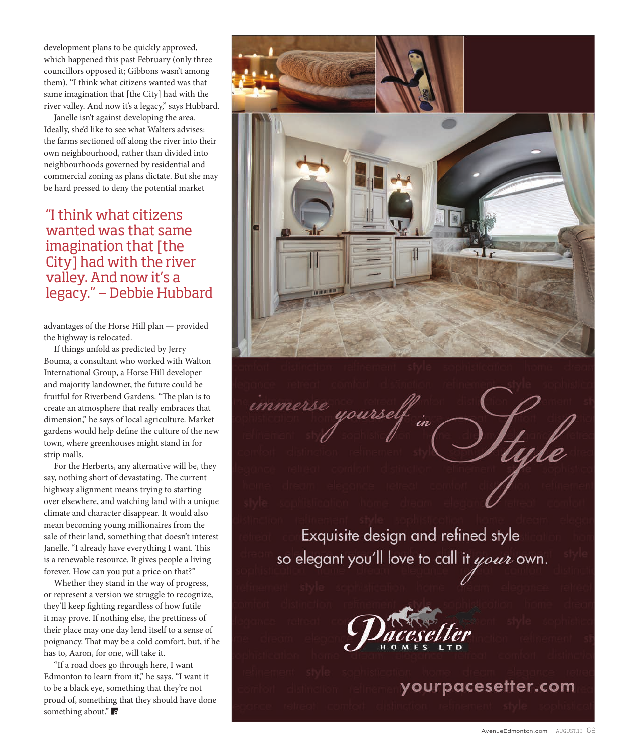development plans to be quickly approved, which happened this past February (only three councillors opposed it; Gibbons wasn't among them). "I think what citizens wanted was that same imagination that [the City] had with the river valley. And now it's a legacy," says Hubbard.

Janelle isn't against developing the area. Ideally, she'd like to see what Walters advises: the farms sectioned off along the river into their own neighbourhood, rather than divided into neighbourhoods governed by residential and commercial zoning as plans dictate. But she may be hard pressed to deny the potential market advantages of the Horse Hill plan — provided the highway is relocated.

> "I think what citizens wanted was that same imagination that [the City] had with the river valley. And now it's a legacy." – Debbie Hubbard

If things unfold as predicted by Jerry Bouma, a consultant who worked with Walton International Group, a Horse Hill developer and majority landowner, the future could be fruitful for Riverbend Gardens. "The plan is to create an atmosphere that really embraces that dimension," he says of local agriculture. Market gardens would help define the culture of the new town, where greenhouses might stand in for strip malls.

For the Herberts, any alternative will be, they say, nothing short of devastating. The current highway alignment means trying to starting over elsewhere, and watching land with a unique climate and character disappear. It would also mean becoming young millionaires from the sale of their land, something that doesn't interest Janelle. "I already have everything I want. This is a renewable resource. It gives people a living forever. How can you put a price on that?"

Whether they stand in the way of progress, or represent a version we struggle to recognize, they'll keep fighting regardless of how futile it may prove. If nothing else, the prettiness of their place may one day lend itself to a sense of poignancy. That may be a cold comfort, but, if he has to, Aaron, for one, will take it.

"If a road does go through here, I want Edmonton to learn from it," he says. "I want it to be a black eye, something that they're not proud of, something that they should have done something about."

immerse yourself in Style

Exquisite design and refined style so elegant you'll love to call it *your* own.

Pacesetter HOMES LTD

yourpacesetter.com